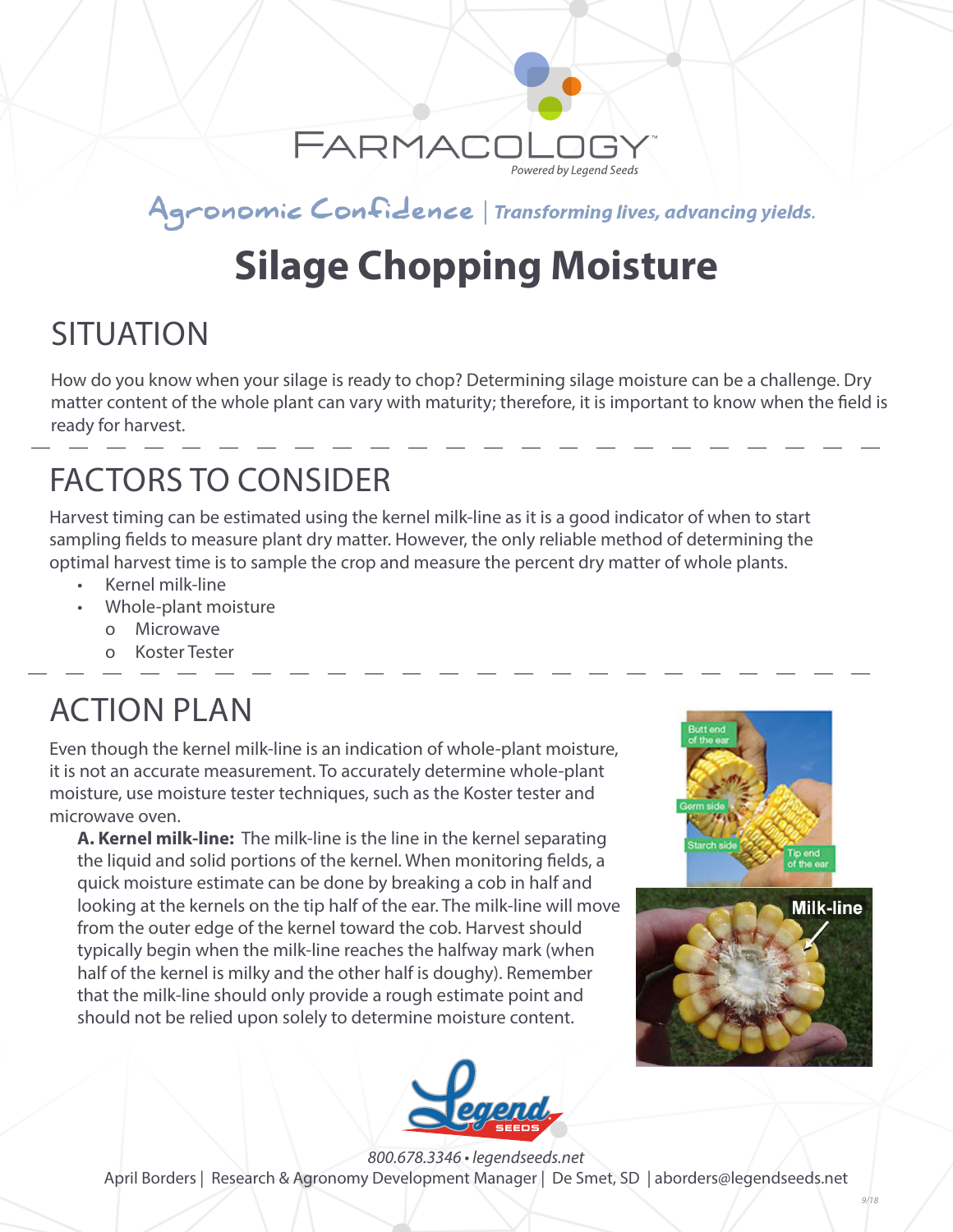FARMACOLOGY™

*Powered by Legend Seeds*

Agronomic Confidence | *Transforming lives, advancing yields.*

# Silage Chopping Moisture

## SITUATION

How do you know when your silage is ready to chop? Determining silage moisture can be a challenge. Dry matter content of the whole plant can vary with maturity; therefore, it is important to know when the field is ready for harvest.

## FACTORS TO CONSIDER

Harvest timing can be estimated using the kernel milk-line as it is a good indicator of when to start sampling fields to measure plant dry matter. However, the only reliable method of determining the optimal harvest time is to sample the crop and measure the percent dry matter of whole plants.

- Kernel milk-line
- Whole-plant moisture
  - Microwave
  - Koster Tester

## ACTION PLAN

Even though the kernel milk-line is an indication of whole-plant moisture, it is not an accurate measurement. To accurately determine whole-plant moisture, use moisture tester techniques, such as the Koster tester and microwave oven.

**A. Kernel milk-line:** The milk-line is the line in the kernel separating the liquid and solid portions of the kernel. When monitoring fields, a quick moisture estimate can be done by breaking a cob in half and looking at the kernels on the tip half of the ear. The milk-line will move from the outer edge of the kernel toward the cob. Harvest should typically begin when the milk-line reaches the halfway mark (when half of the kernel is milky and the other half is doughy). Remember that the milk-line should only provide a rough estimate point and should not be relied upon solely to determine moisture content.

800.678.3346 • legendseeds.net

April Borders | Research & Agronomy Development Manager | De Smet, SD | aborders@legendseeds.net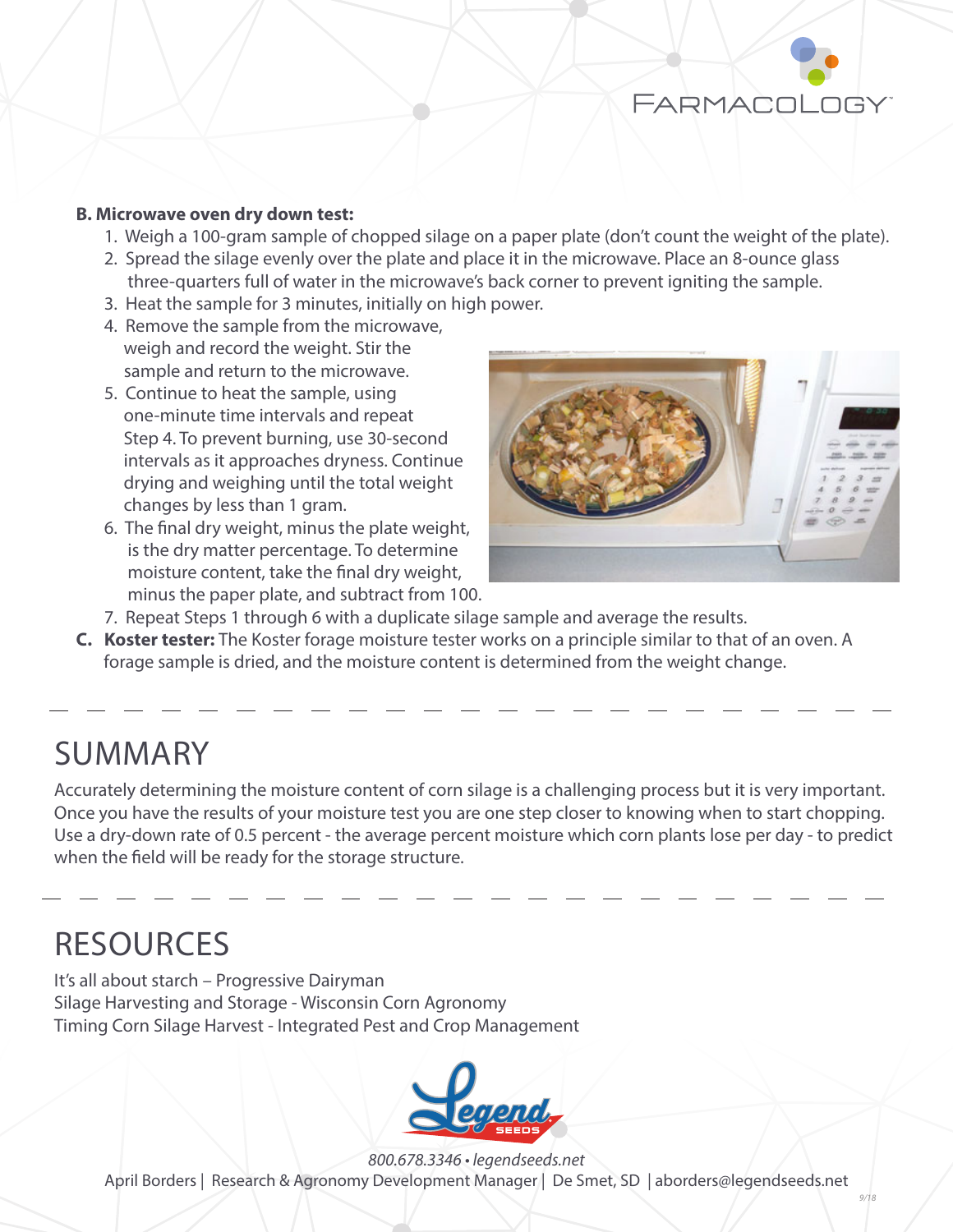**B. Microwave oven dry down test:**

1. Weigh a 100-gram sample of chopped silage on a paper plate (don't count the weight of the plate).
2. Spread the silage evenly over the plate and place it in the microwave. Place an 8-ounce glass three-quarters full of water in the microwave's back corner to prevent igniting the sample.
3. Heat the sample for 3 minutes, initially on high power.
4. Remove the sample from the microwave, weigh and record the weight. Stir the sample and return to the microwave.
5. Continue to heat the sample, using one-minute time intervals and repeat Step 4. To prevent burning, use 30-second intervals as it approaches dryness. Continue drying and weighing until the total weight changes by less than 1 gram.
6. The final dry weight, minus the plate weight, is the dry matter percentage. To determine moisture content, take the final dry weight, minus the paper plate, and subtract from 100.
7. Repeat Steps 1 through 6 with a duplicate silage sample and average the results.

**C. Koster tester:** The Koster forage moisture tester works on a principle similar to that of an oven. A forage sample is dried, and the moisture content is determined from the weight change.

## SUMMARY

Accurately determining the moisture content of corn silage is a challenging process but it is very important. Once you have the results of your moisture test you are one step closer to knowing when to start chopping. Use a dry-down rate of 0.5 percent - the average percent moisture which corn plants lose per day - to predict when the field will be ready for the storage structure.

## RESOURCES

It's all about starch – Progressive Dairyman
Silage Harvesting and Storage - Wisconsin Corn Agronomy
Timing Corn Silage Harvest - Integrated Pest and Crop Management

*800.678.3346 • legendseeds.net*

April Borders | Research & Agronomy Development Manager | De Smet, SD | aborders@legendseeds.net